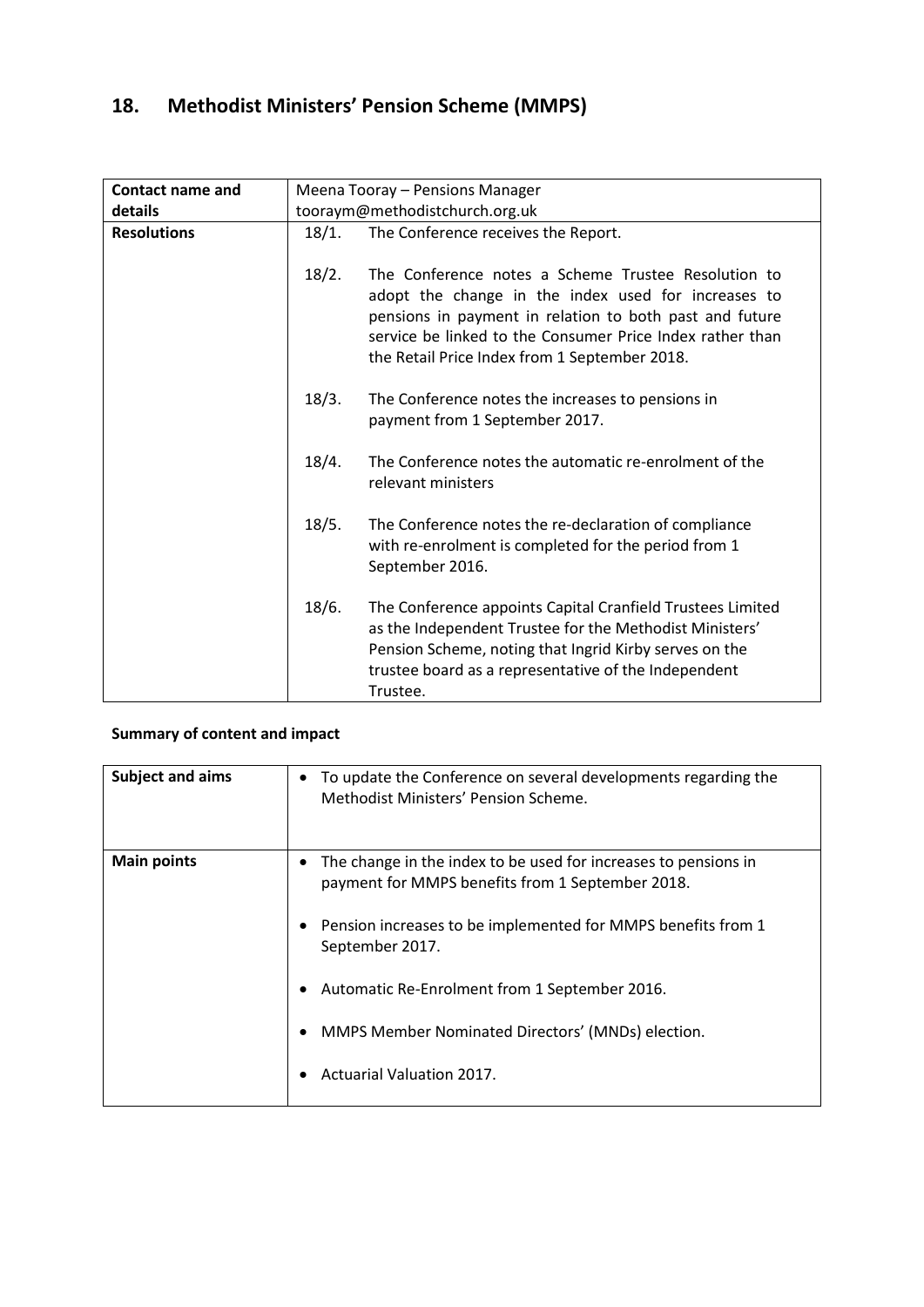## 18. Methodist Ministers' Pension Scheme (MMPS)

| **Contact name and details** | Meena Tooray – Pensions Manager<br>tooraym@methodistchurch.org.uk |
|---|---|
| **Resolutions** | 18/1. The Conference receives the Report.<br><br>18/2. The Conference notes a Scheme Trustee Resolution to adopt the change in the index used for increases to pensions in payment in relation to both past and future service be linked to the Consumer Price Index rather than the Retail Price Index from 1 September 2018.<br><br>18/3. The Conference notes the increases to pensions in payment from 1 September 2017.<br><br>18/4. The Conference notes the automatic re-enrolment of the relevant ministers<br><br>18/5. The Conference notes the re-declaration of compliance with re-enrolment is completed for the period from 1 September 2016.<br><br>18/6. The Conference appoints Capital Cranfield Trustees Limited as the Independent Trustee for the Methodist Ministers' Pension Scheme, noting that Ingrid Kirby serves on the trustee board as a representative of the Independent Trustee. |

**Summary of content and impact**

| **Subject and aims** | • To update the Conference on several developments regarding the Methodist Ministers' Pension Scheme. |
|---|---|
| **Main points** | • The change in the index to be used for increases to pensions in payment for MMPS benefits from 1 September 2018.<br><br>• Pension increases to be implemented for MMPS benefits from 1 September 2017.<br><br>• Automatic Re-Enrolment from 1 September 2016.<br><br>• MMPS Member Nominated Directors' (MNDs) election.<br><br>• Actuarial Valuation 2017. |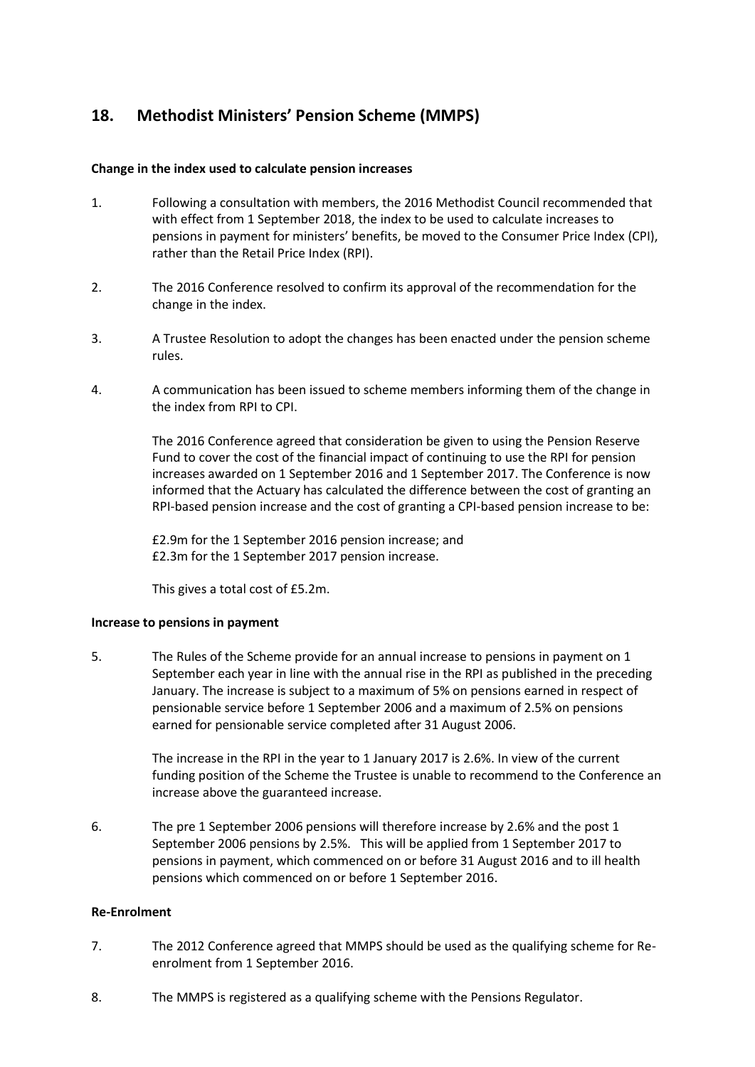## 18. Methodist Ministers' Pension Scheme (MMPS)

**Change in the index used to calculate pension increases**

1. Following a consultation with members, the 2016 Methodist Council recommended that with effect from 1 September 2018, the index to be used to calculate increases to pensions in payment for ministers' benefits, be moved to the Consumer Price Index (CPI), rather than the Retail Price Index (RPI).

2. The 2016 Conference resolved to confirm its approval of the recommendation for the change in the index.

3. A Trustee Resolution to adopt the changes has been enacted under the pension scheme rules.

4. A communication has been issued to scheme members informing them of the change in the index from RPI to CPI.

   The 2016 Conference agreed that consideration be given to using the Pension Reserve Fund to cover the cost of the financial impact of continuing to use the RPI for pension increases awarded on 1 September 2016 and 1 September 2017. The Conference is now informed that the Actuary has calculated the difference between the cost of granting an RPI-based pension increase and the cost of granting a CPI-based pension increase to be:

   £2.9m for the 1 September 2016 pension increase; and
   £2.3m for the 1 September 2017 pension increase.

   This gives a total cost of £5.2m.

**Increase to pensions in payment**

5. The Rules of the Scheme provide for an annual increase to pensions in payment on 1 September each year in line with the annual rise in the RPI as published in the preceding January. The increase is subject to a maximum of 5% on pensions earned in respect of pensionable service before 1 September 2006 and a maximum of 2.5% on pensions earned for pensionable service completed after 31 August 2006.

   The increase in the RPI in the year to 1 January 2017 is 2.6%. In view of the current funding position of the Scheme the Trustee is unable to recommend to the Conference an increase above the guaranteed increase.

6. The pre 1 September 2006 pensions will therefore increase by 2.6% and the post 1 September 2006 pensions by 2.5%. This will be applied from 1 September 2017 to pensions in payment, which commenced on or before 31 August 2016 and to ill health pensions which commenced on or before 1 September 2016.

**Re-Enrolment**

7. The 2012 Conference agreed that MMPS should be used as the qualifying scheme for Re-enrolment from 1 September 2016.

8. The MMPS is registered as a qualifying scheme with the Pensions Regulator.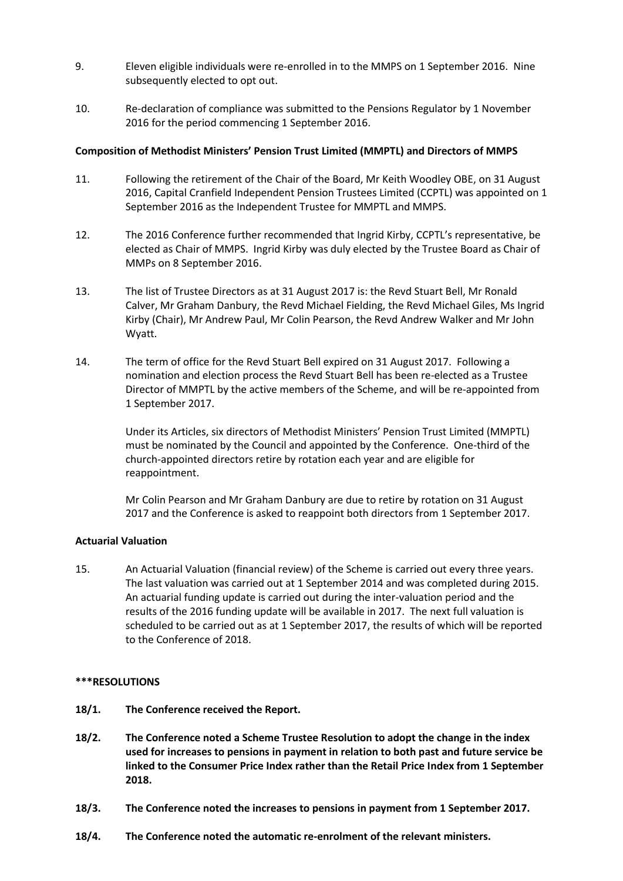9. Eleven eligible individuals were re-enrolled in to the MMPS on 1 September 2016. Nine subsequently elected to opt out.

10. Re-declaration of compliance was submitted to the Pensions Regulator by 1 November 2016 for the period commencing 1 September 2016.

**Composition of Methodist Ministers' Pension Trust Limited (MMPTL) and Directors of MMPS**

11. Following the retirement of the Chair of the Board, Mr Keith Woodley OBE, on 31 August 2016, Capital Cranfield Independent Pension Trustees Limited (CCPTL) was appointed on 1 September 2016 as the Independent Trustee for MMPTL and MMPS.

12. The 2016 Conference further recommended that Ingrid Kirby, CCPTL's representative, be elected as Chair of MMPS. Ingrid Kirby was duly elected by the Trustee Board as Chair of MMPs on 8 September 2016.

13. The list of Trustee Directors as at 31 August 2017 is: the Revd Stuart Bell, Mr Ronald Calver, Mr Graham Danbury, the Revd Michael Fielding, the Revd Michael Giles, Ms Ingrid Kirby (Chair), Mr Andrew Paul, Mr Colin Pearson, the Revd Andrew Walker and Mr John Wyatt.

14. The term of office for the Revd Stuart Bell expired on 31 August 2017. Following a nomination and election process the Revd Stuart Bell has been re-elected as a Trustee Director of MMPTL by the active members of the Scheme, and will be re-appointed from 1 September 2017.

    Under its Articles, six directors of Methodist Ministers' Pension Trust Limited (MMPTL) must be nominated by the Council and appointed by the Conference. One-third of the church-appointed directors retire by rotation each year and are eligible for reappointment.

    Mr Colin Pearson and Mr Graham Danbury are due to retire by rotation on 31 August 2017 and the Conference is asked to reappoint both directors from 1 September 2017.

**Actuarial Valuation**

15. An Actuarial Valuation (financial review) of the Scheme is carried out every three years. The last valuation was carried out at 1 September 2014 and was completed during 2015. An actuarial funding update is carried out during the inter-valuation period and the results of the 2016 funding update will be available in 2017. The next full valuation is scheduled to be carried out as at 1 September 2017, the results of which will be reported to the Conference of 2018.

**\*\*\*RESOLUTIONS**

**18/1. The Conference received the Report.**

**18/2. The Conference noted a Scheme Trustee Resolution to adopt the change in the index used for increases to pensions in payment in relation to both past and future service be linked to the Consumer Price Index rather than the Retail Price Index from 1 September 2018.**

**18/3. The Conference noted the increases to pensions in payment from 1 September 2017.**

**18/4. The Conference noted the automatic re-enrolment of the relevant ministers.**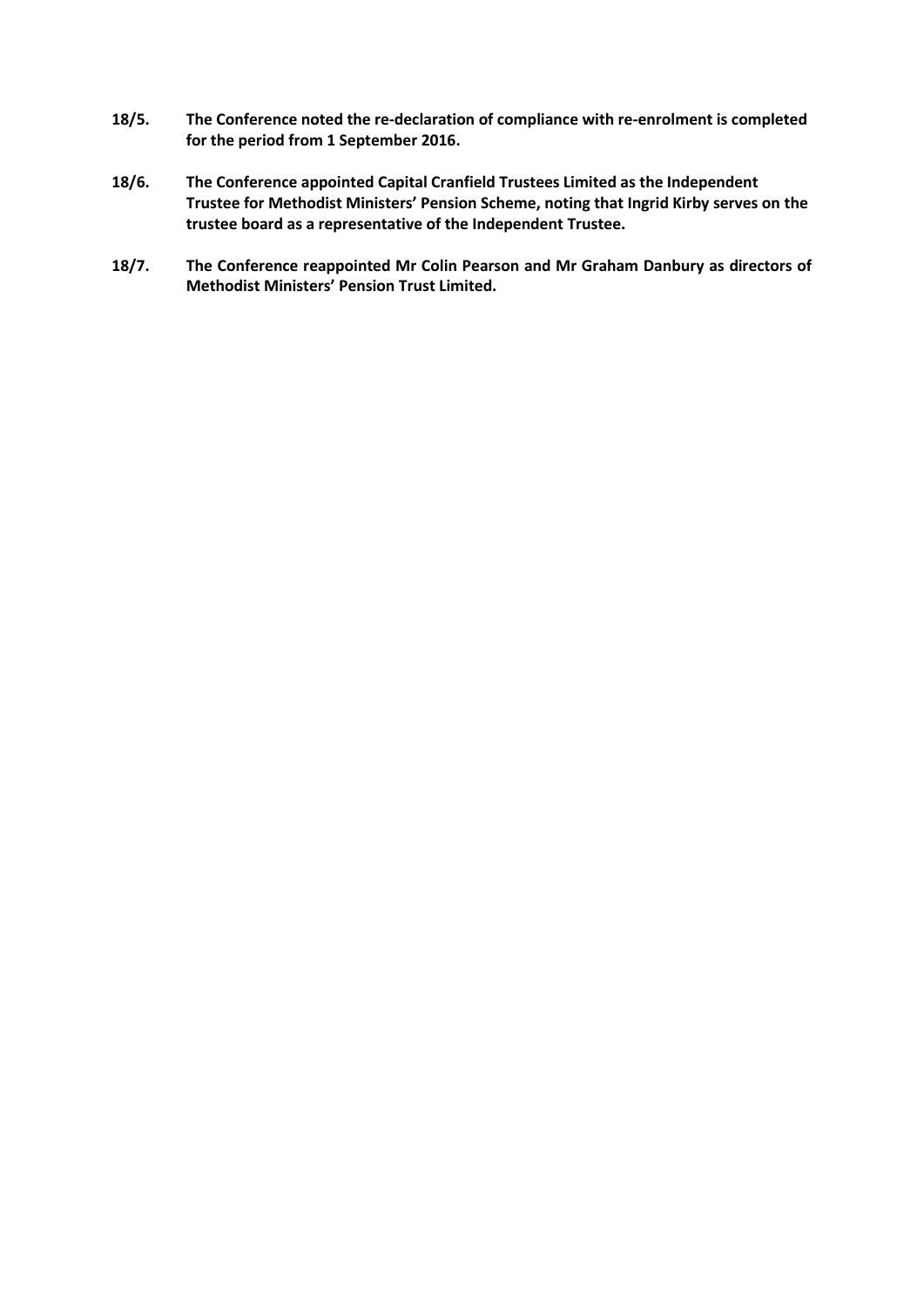**18/5. The Conference noted the re-declaration of compliance with re-enrolment is completed for the period from 1 September 2016.**

**18/6. The Conference appointed Capital Cranfield Trustees Limited as the Independent Trustee for Methodist Ministers' Pension Scheme, noting that Ingrid Kirby serves on the trustee board as a representative of the Independent Trustee.**

**18/7. The Conference reappointed Mr Colin Pearson and Mr Graham Danbury as directors of Methodist Ministers' Pension Trust Limited.**